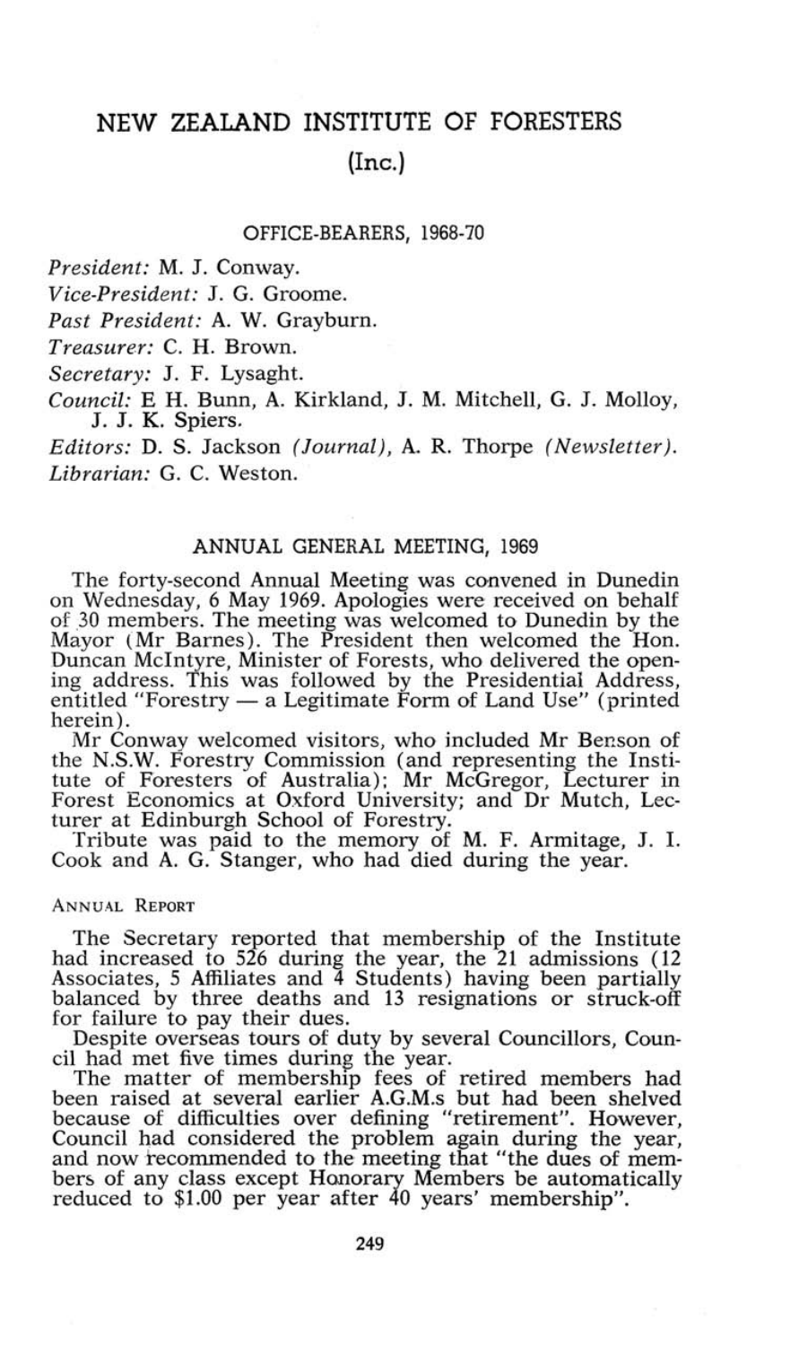# NEW ZEALAND INSTITUTE OF FORESTERS

## (Inc.)

### OFFICE-BEARERS, 1968-70

*President:* M. J. Conway.

*Vice-President:* J. G. Groome.

*Past President:* A. W. Grayburn.

*Treasurer:* C. H. Brown.

*Secretary:* J. F. Lysaght.

*Council:* E H. Bunn, A. Kirkland, J. M. Mitchell, G. J. Molloy, J. J. K. Spiers.

*Editors:* D. S. Jackson *(Journal)*, A. R. Thorpe *(Newsletter)*.

*Librarian:* G. C. Weston.

### ANNUAL GENERAL MEETING, 1969

The forty-second Annual Meeting was convened in Dunedin on Wednesday, 6 May 1969. Apologies were received on behalf of 30 members. The meeting was welcomed to Dunedin by the Mayor (Mr Barnes). The President then welcomed the Hon. Duncan McIntyre, Minister of Forests, who delivered the opening address. This was followed by the Presidential Address, entitled "Forestry — a Legitimate Form of Land Use" (printed herein).

Mr Conway welcomed visitors, who included Mr Benson of the N.S.W. Forestry Commission (and representing the Institute of Foresters of Australia); Mr McGregor, Lecturer in Forest Economics at Oxford University; and Dr Mutch, Lecturer at Edinburgh School of Forestry.

Tribute was paid to the memory of M. F. Armitage, J. I. Cook and A. G. Stanger, who had died during the year.

#### ANNUAL REPORT

The Secretary reported that membership of the Institute had increased to 526 during the year, the 21 admissions (12 Associates, 5 Affiliates and 4 Students) having been partially balanced by three deaths and 13 resignations or struck-off for failure to pay their dues.

Despite overseas tours of duty by several Councillors, Council had met five times during the year.

The matter of membership fees of retired members had been raised at several earlier A.G.M.s but had been shelved because of difficulties over defining "retirement". However, Council had considered the problem again during the year, and now recommended to the meeting that "the dues of members of any class except Honorary Members be automatically reduced to $1.00 per year after 40 years' membership".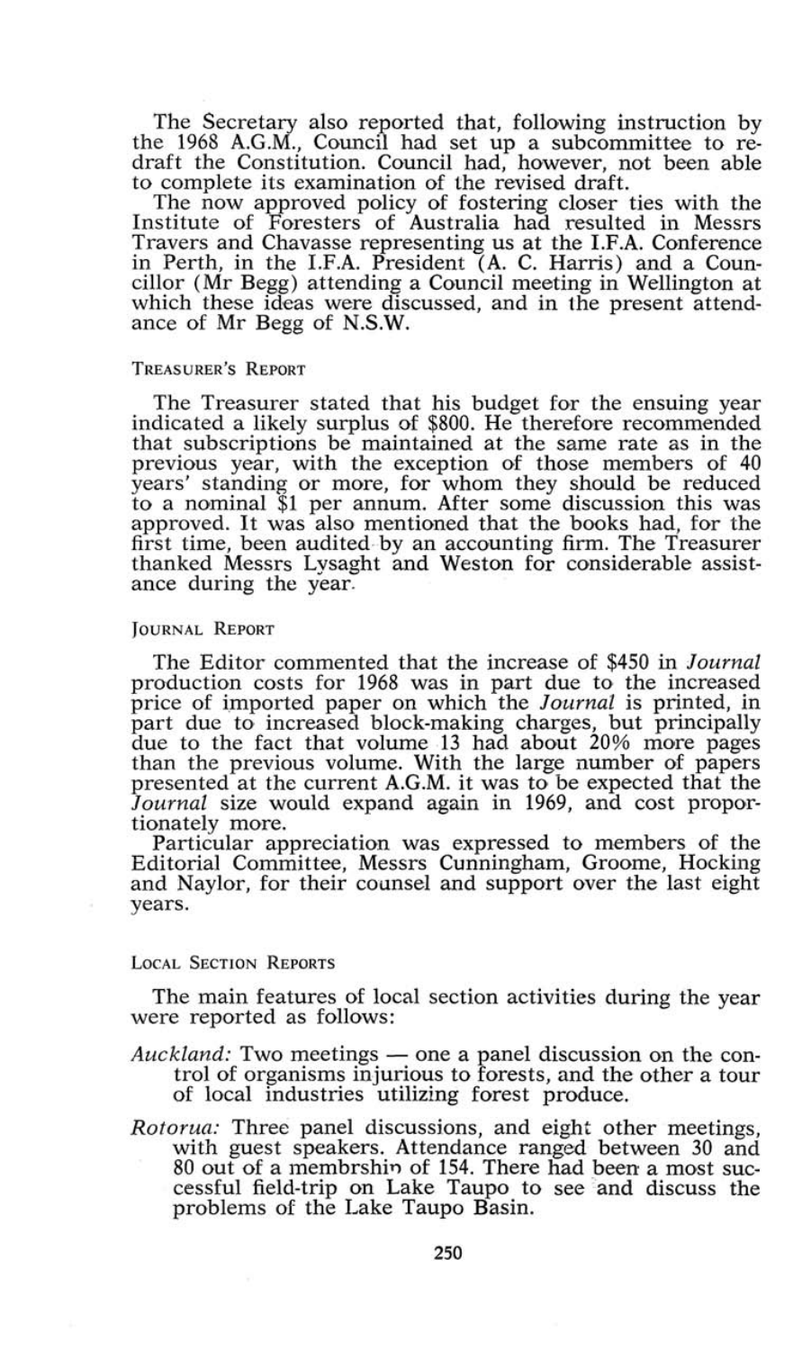The Secretary also reported that, following instruction by the 1968 A.G.M., Council had set up a subcommittee to re-draft the Constitution. Council had, however, not been able to complete its examination of the revised draft.

The now approved policy of fostering closer ties with the Institute of Foresters of Australia had resulted in Messrs Travers and Chavasse representing us at the I.F.A. Conference in Perth, in the I.F.A. President (A. C. Harris) and a Councillor (Mr Begg) attending a Council meeting in Wellington at which these ideas were discussed, and in the present attendance of Mr Begg of N.S.W.

### Treasurer's Report

The Treasurer stated that his budget for the ensuing year indicated a likely surplus of $800. He therefore recommended that subscriptions be maintained at the same rate as in the previous year, with the exception of those members of 40 years' standing or more, for whom they should be reduced to a nominal $1 per annum. After some discussion this was approved. It was also mentioned that the books had, for the first time, been audited by an accounting firm. The Treasurer thanked Messrs Lysaght and Weston for considerable assistance during the year.

### Journal Report

The Editor commented that the increase of $450 in *Journal* production costs for 1968 was in part due to the increased price of imported paper on which the *Journal* is printed, in part due to increased block-making charges, but principally due to the fact that volume 13 had about 20% more pages than the previous volume. With the large number of papers presented at the current A.G.M. it was to be expected that the *Journal* size would expand again in 1969, and cost proportionately more.

Particular appreciation was expressed to members of the Editorial Committee, Messrs Cunningham, Groome, Hocking and Naylor, for their counsel and support over the last eight years.

### Local Section Reports

The main features of local section activities during the year were reported as follows:

*Auckland:* Two meetings — one a panel discussion on the control of organisms injurious to forests, and the other a tour of local industries utilizing forest produce.

*Rotorua:* Three panel discussions, and eight other meetings, with guest speakers. Attendance ranged between 30 and 80 out of a membrshin of 154. There had been a most successful field-trip on Lake Taupo to see and discuss the problems of the Lake Taupo Basin.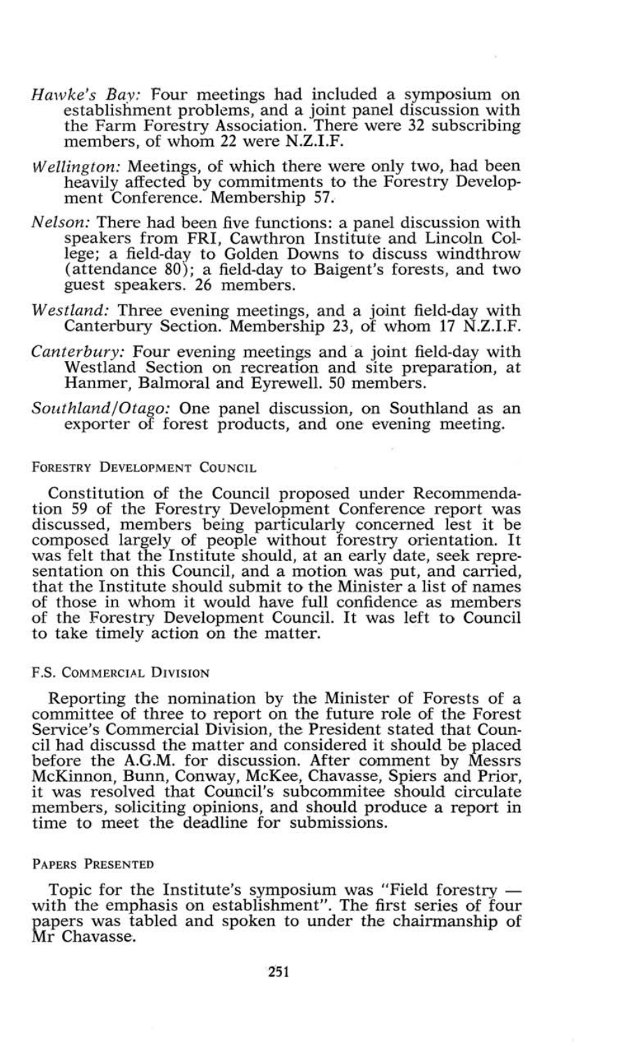*Hawke's Bay:* Four meetings had included a symposium on establishment problems, and a joint panel discussion with the Farm Forestry Association. There were 32 subscribing members, of whom 22 were N.Z.I.F.

*Wellington:* Meetings, of which there were only two, had been heavily affected by commitments to the Forestry Development Conference. Membership 57.

*Nelson:* There had been five functions: a panel discussion with speakers from FRI, Cawthron Institute and Lincoln College; a field-day to Golden Downs to discuss windthrow (attendance 80); a field-day to Baigent's forests, and two guest speakers. 26 members.

*Westland:* Three evening meetings, and a joint field-day with Canterbury Section. Membership 23, of whom 17 N.Z.I.F.

*Canterbury:* Four evening meetings and a joint field-day with Westland Section on recreation and site preparation, at Hanmer, Balmoral and Eyrewell. 50 members.

*Southland/Otago:* One panel discussion, on Southland as an exporter of forest products, and one evening meeting.

## Forestry Development Council

Constitution of the Council proposed under Recommendation 59 of the Forestry Development Conference report was discussed, members being particularly concerned lest it be composed largely of people without forestry orientation. It was felt that the Institute should, at an early date, seek representation on this Council, and a motion was put, and carried, that the Institute should submit to the Minister a list of names of those in whom it would have full confidence as members of the Forestry Development Council. It was left to Council to take timely action on the matter.

## F.S. Commercial Division

Reporting the nomination by the Minister of Forests of a committee of three to report on the future role of the Forest Service's Commercial Division, the President stated that Council had discussd the matter and considered it should be placed before the A.G.M. for discussion. After comment by Messrs McKinnon, Bunn, Conway, McKee, Chavasse, Spiers and Prior, it was resolved that Council's subcommitee should circulate members, soliciting opinions, and should produce a report in time to meet the deadline for submissions.

## Papers Presented

Topic for the Institute's symposium was "Field forestry — with the emphasis on establishment". The first series of four papers was tabled and spoken to under the chairmanship of Mr Chavasse.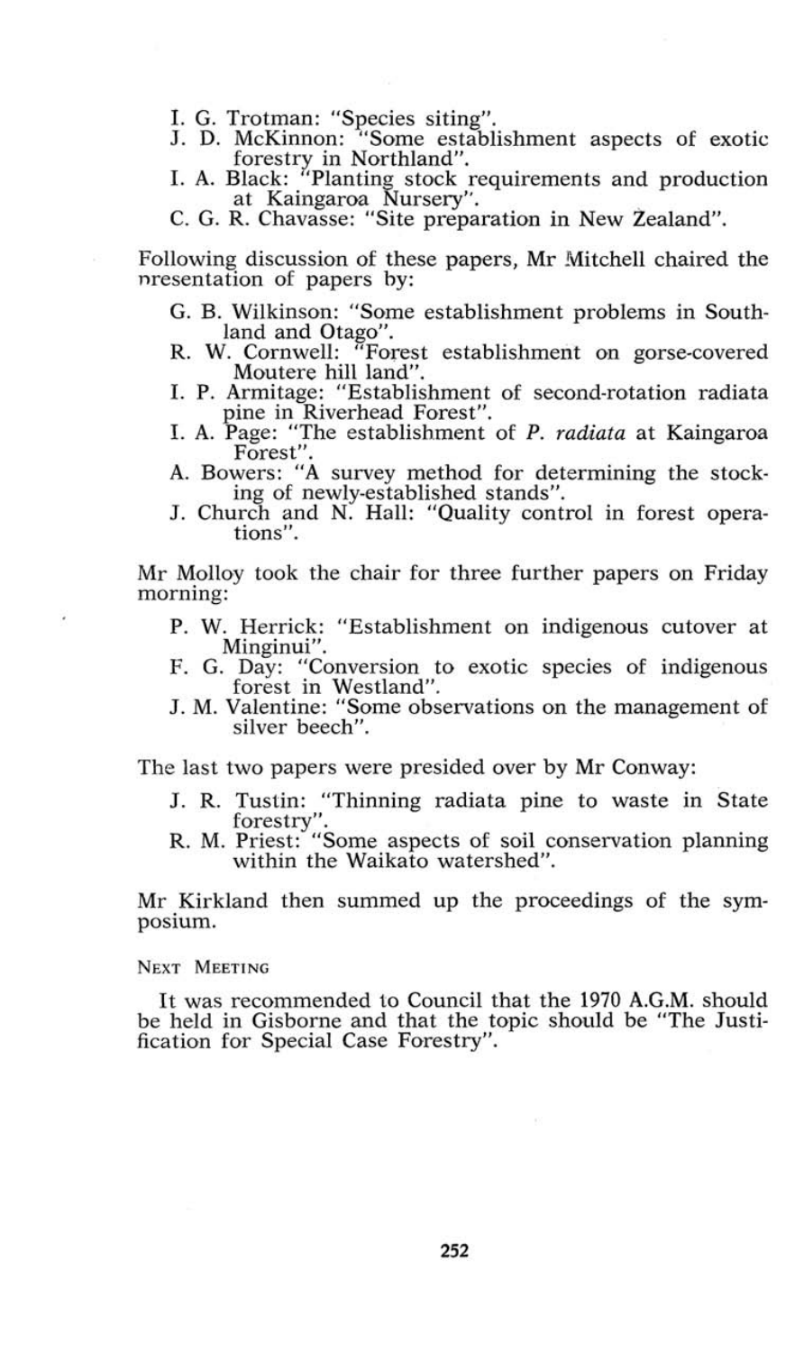- I. G. Trotman: "Species siting".
- J. D. McKinnon: "Some establishment aspects of exotic forestry in Northland".
- I. A. Black: "Planting stock requirements and production at Kaingaroa Nursery".
- C. G. R. Chavasse: "Site preparation in New Zealand".

Following discussion of these papers, Mr Mitchell chaired the presentation of papers by:

- G. B. Wilkinson: "Some establishment problems in Southland and Otago".
- R. W. Cornwell: "Forest establishment on gorse-covered Moutere hill land".
- I. P. Armitage: "Establishment of second-rotation radiata pine in Riverhead Forest".
- I. A. Page: "The establishment of *P. radiata* at Kaingaroa Forest".
- A. Bowers: "A survey method for determining the stocking of newly-established stands".
- J. Church and N. Hall: "Quality control in forest operations".

Mr Molloy took the chair for three further papers on Friday morning:

- P. W. Herrick: "Establishment on indigenous cutover at Minginui".
- F. G. Day: "Conversion to exotic species of indigenous forest in Westland".
- J. M. Valentine: "Some observations on the management of silver beech".

The last two papers were presided over by Mr Conway:

- J. R. Tustin: "Thinning radiata pine to waste in State forestry".
- R. M. Priest: "Some aspects of soil conservation planning within the Waikato watershed".

Mr Kirkland then summed up the proceedings of the symposium.

## Next Meeting

It was recommended to Council that the 1970 A.G.M. should be held in Gisborne and that the topic should be "The Justification for Special Case Forestry".